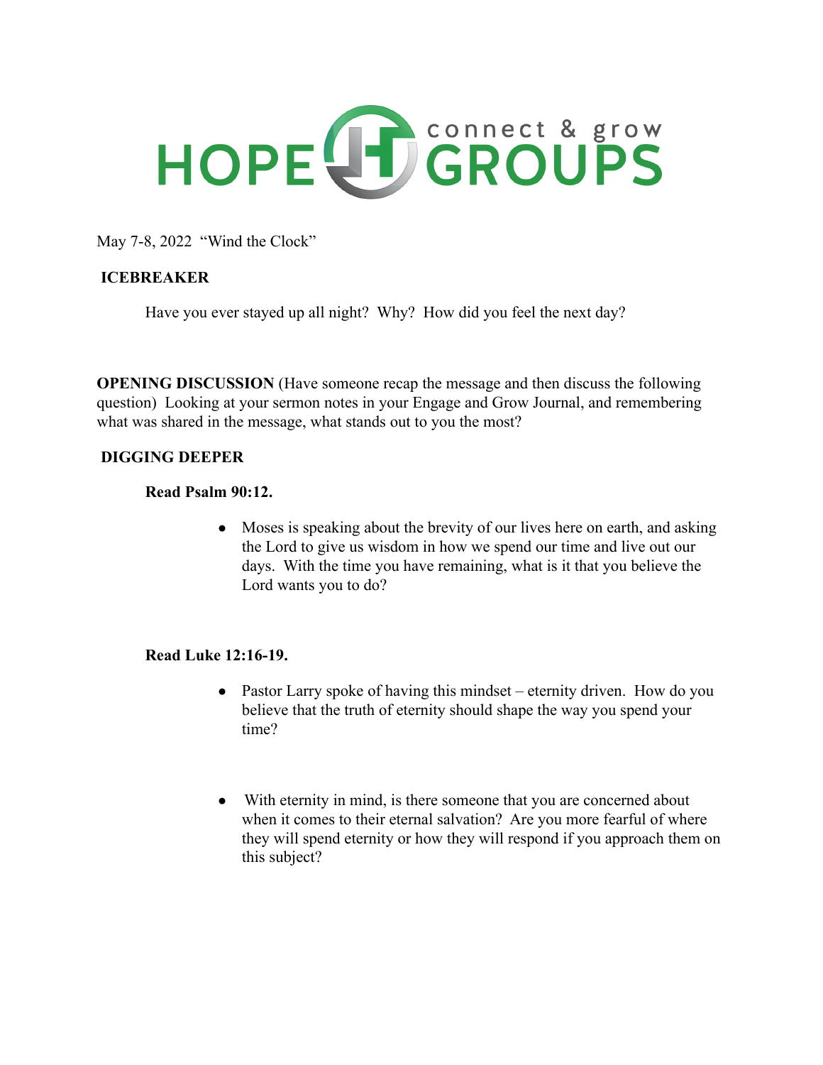# HOPE GROUPS connect & grow

May 7-8, 2022 "Wind the Clock"

**ICEBREAKER**

Have you ever stayed up all night? Why? How did you feel the next day?

**OPENING DISCUSSION** (Have someone recap the message and then discuss the following question) Looking at your sermon notes in your Engage and Grow Journal, and remembering what was shared in the message, what stands out to you the most?

**DIGGING DEEPER**

**Read Psalm 90:12.**

- Moses is speaking about the brevity of our lives here on earth, and asking the Lord to give us wisdom in how we spend our time and live out our days. With the time you have remaining, what is it that you believe the Lord wants you to do?

**Read Luke 12:16-19.**

- Pastor Larry spoke of having this mindset – eternity driven. How do you believe that the truth of eternity should shape the way you spend your time?

- With eternity in mind, is there someone that you are concerned about when it comes to their eternal salvation? Are you more fearful of where they will spend eternity or how they will respond if you approach them on this subject?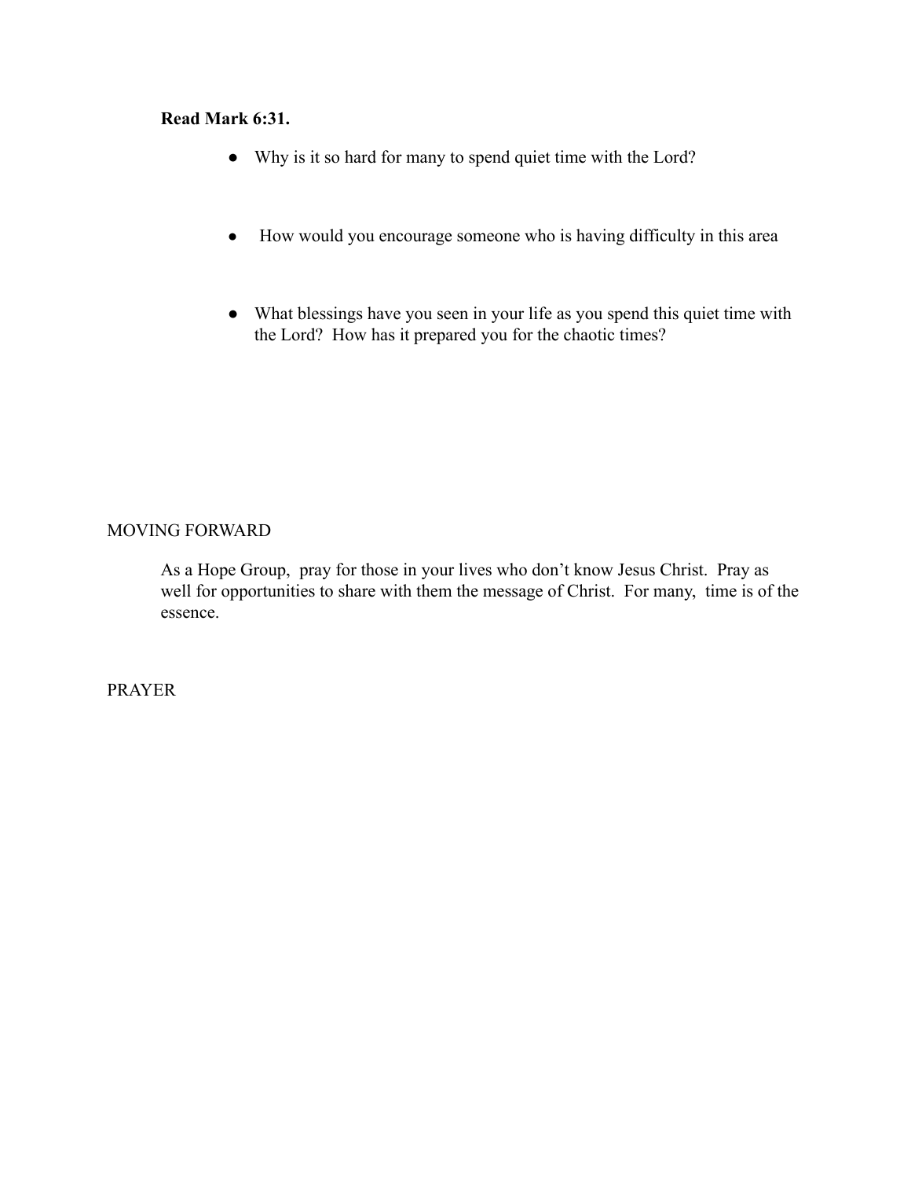**Read Mark 6:31.**

- Why is it so hard for many to spend quiet time with the Lord?
- How would you encourage someone who is having difficulty in this area
- What blessings have you seen in your life as you spend this quiet time with the Lord? How has it prepared you for the chaotic times?

MOVING FORWARD

As a Hope Group, pray for those in your lives who don't know Jesus Christ. Pray as well for opportunities to share with them the message of Christ. For many, time is of the essence.

PRAYER